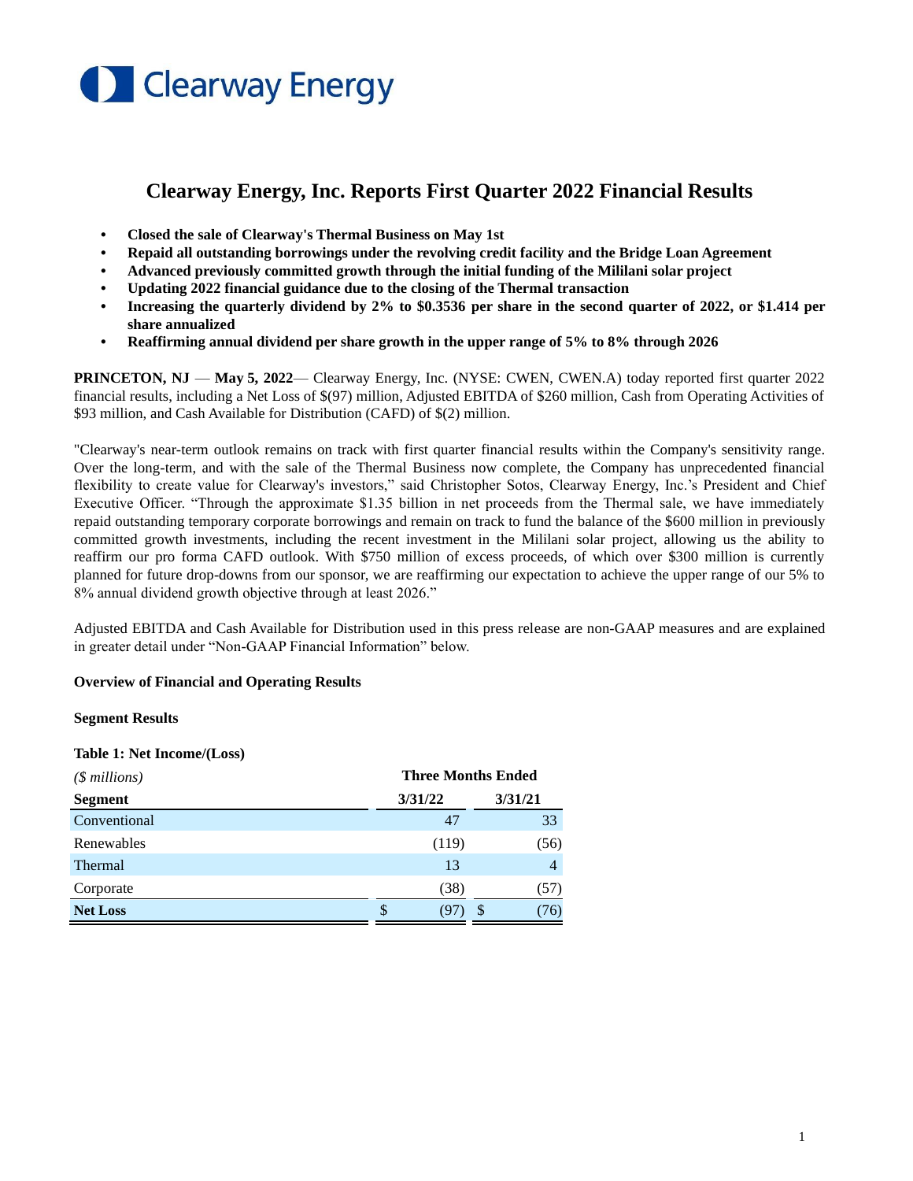Clearway Energy

# Clearway Energy, Inc. Reports First Quarter 2022 Financial Results

- **Closed the sale of Clearway's Thermal Business on May 1st**
- **Repaid all outstanding borrowings under the revolving credit facility and the Bridge Loan Agreement**
- **Advanced previously committed growth through the initial funding of the Mililani solar project**
- **Updating 2022 financial guidance due to the closing of the Thermal transaction**
- **Increasing the quarterly dividend by 2% to $0.3536 per share in the second quarter of 2022, or $1.414 per share annualized**
- **Reaffirming annual dividend per share growth in the upper range of 5% to 8% through 2026**

**PRINCETON, NJ** — **May 5, 2022**— Clearway Energy, Inc. (NYSE: CWEN, CWEN.A) today reported first quarter 2022 financial results, including a Net Loss of $(97) million, Adjusted EBITDA of $260 million, Cash from Operating Activities of $93 million, and Cash Available for Distribution (CAFD) of $(2) million.

"Clearway's near-term outlook remains on track with first quarter financial results within the Company's sensitivity range. Over the long-term, and with the sale of the Thermal Business now complete, the Company has unprecedented financial flexibility to create value for Clearway's investors," said Christopher Sotos, Clearway Energy, Inc.'s President and Chief Executive Officer. "Through the approximate $1.35 billion in net proceeds from the Thermal sale, we have immediately repaid outstanding temporary corporate borrowings and remain on track to fund the balance of the $600 million in previously committed growth investments, including the recent investment in the Mililani solar project, allowing us the ability to reaffirm our pro forma CAFD outlook. With $750 million of excess proceeds, of which over $300 million is currently planned for future drop-downs from our sponsor, we are reaffirming our expectation to achieve the upper range of our 5% to 8% annual dividend growth objective through at least 2026."

Adjusted EBITDA and Cash Available for Distribution used in this press release are non-GAAP measures and are explained in greater detail under "Non-GAAP Financial Information" below.

**Overview of Financial and Operating Results**

**Segment Results**

**Table 1: Net Income/(Loss)**

| *($ millions)* | Three Months Ended | |
|---|---|---|
| **Segment** | **3/31/22** | **3/31/21** |
| Conventional | 47 | 33 |
| Renewables | (119) | (56) |
| Thermal | 13 | 4 |
| Corporate | (38) | (57) |
| **Net Loss** | $ (97) | $ (76) |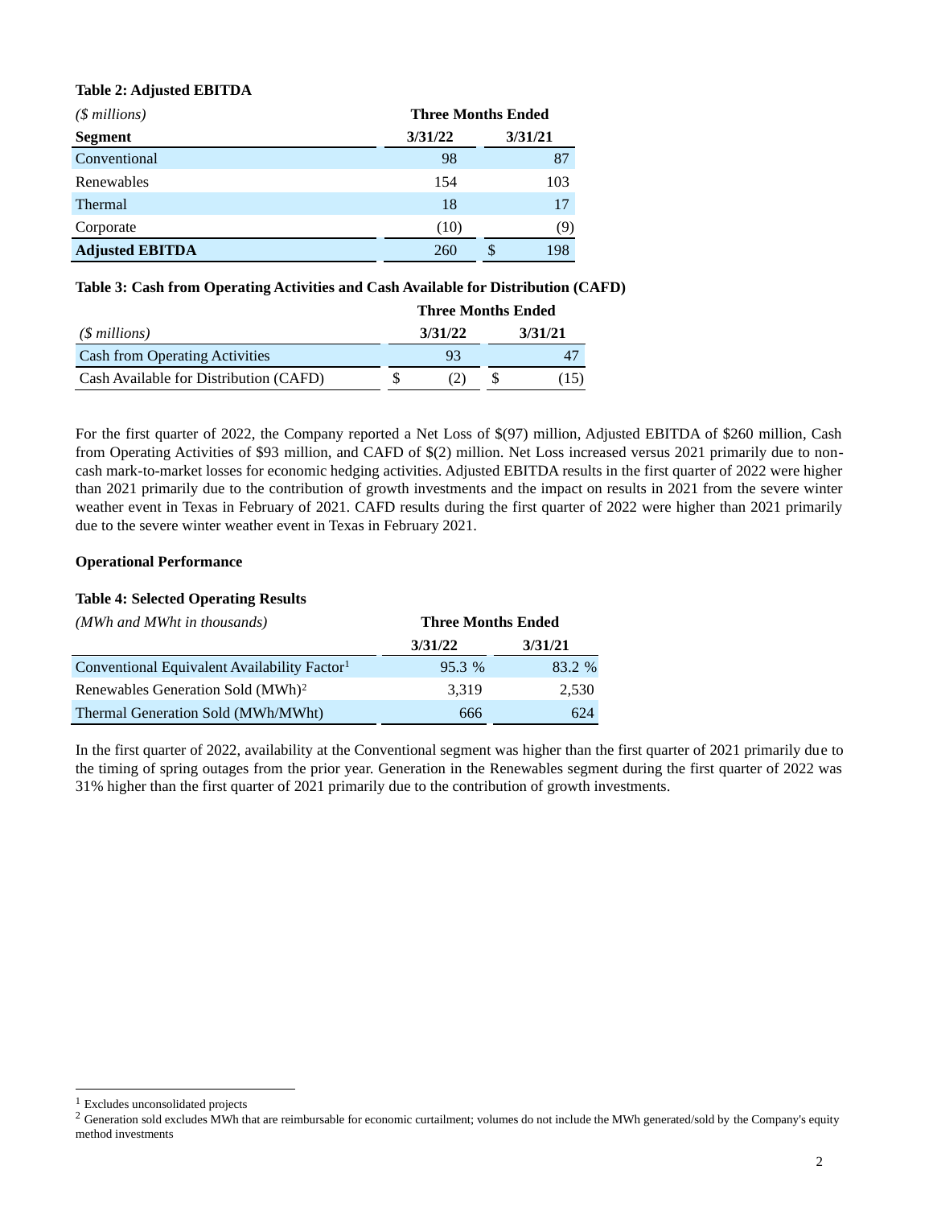**Table 2: Adjusted EBITDA**

| *($ millions)* | Three Months Ended | |
|---|---|---|
| **Segment** | **3/31/22** | **3/31/21** |
| Conventional | 98 | 87 |
| Renewables | 154 | 103 |
| Thermal | 18 | 17 |
| Corporate | (10) | (9) |
| **Adjusted EBITDA** | 260 | $ 198 |

**Table 3: Cash from Operating Activities and Cash Available for Distribution (CAFD)**

| | Three Months Ended | |
|---|---|---|
| *($ millions)* | **3/31/22** | **3/31/21** |
| Cash from Operating Activities | 93 | 47 |
| Cash Available for Distribution (CAFD) | $ (2) | $ (15) |

For the first quarter of 2022, the Company reported a Net Loss of $(97) million, Adjusted EBITDA of $260 million, Cash from Operating Activities of $93 million, and CAFD of $(2) million. Net Loss increased versus 2021 primarily due to non-cash mark-to-market losses for economic hedging activities. Adjusted EBITDA results in the first quarter of 2022 were higher than 2021 primarily due to the contribution of growth investments and the impact on results in 2021 from the severe winter weather event in Texas in February of 2021. CAFD results during the first quarter of 2022 were higher than 2021 primarily due to the severe winter weather event in Texas in February 2021.

**Operational Performance**

**Table 4: Selected Operating Results**

| *(MWh and MWht in thousands)* | Three Months Ended | |
|---|---|---|
| | **3/31/22** | **3/31/21** |
| Conventional Equivalent Availability Factor[1] | 95.3 % | 83.2 % |
| Renewables Generation Sold (MWh)[2] | 3,319 | 2,530 |
| Thermal Generation Sold (MWh/MWht) | 666 | 624 |

In the first quarter of 2022, availability at the Conventional segment was higher than the first quarter of 2021 primarily due to the timing of spring outages from the prior year. Generation in the Renewables segment during the first quarter of 2022 was 31% higher than the first quarter of 2021 primarily due to the contribution of growth investments.

[1] Excludes unconsolidated projects

[2] Generation sold excludes MWh that are reimbursable for economic curtailment; volumes do not include the MWh generated/sold by the Company's equity method investments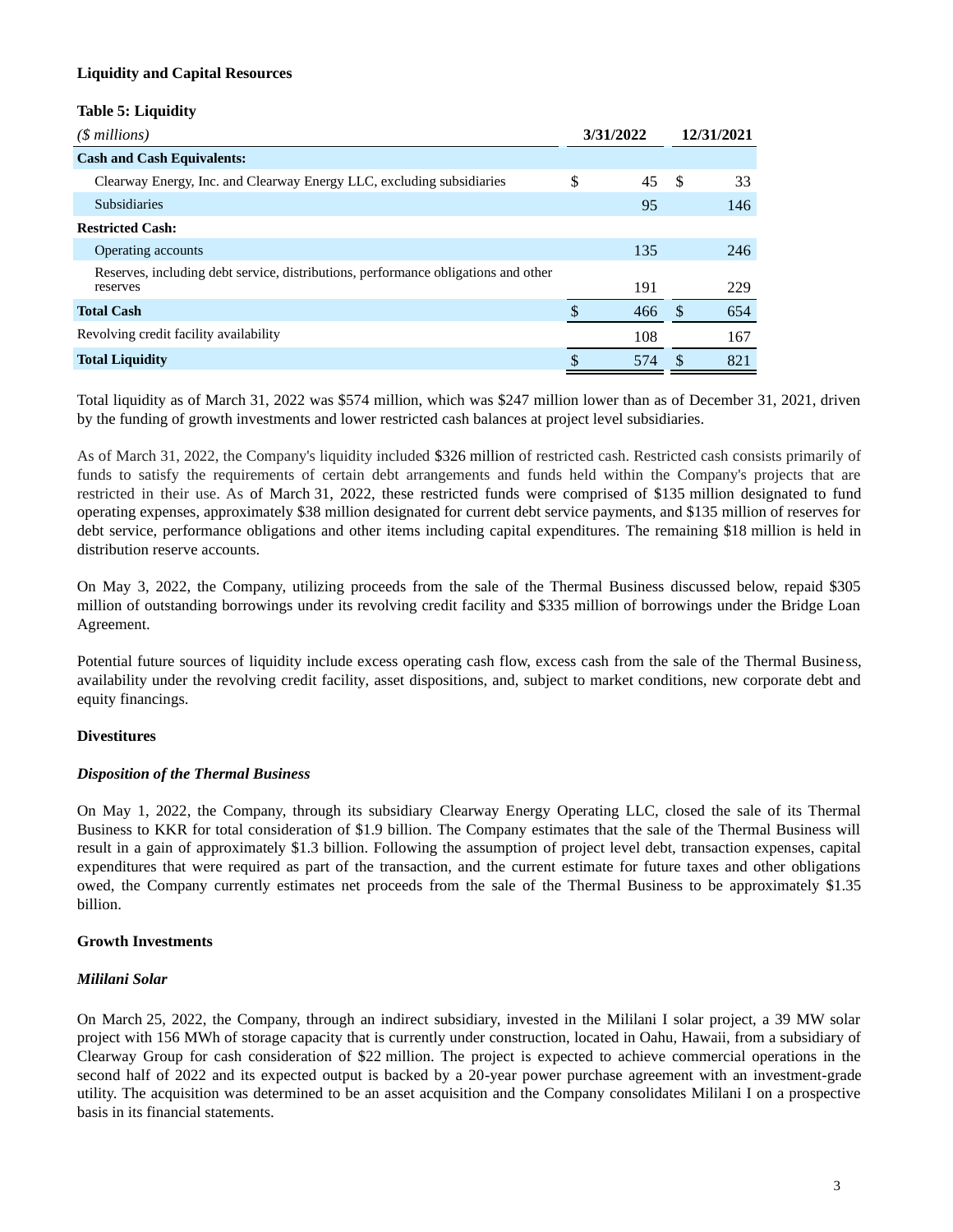**Liquidity and Capital Resources**

**Table 5: Liquidity**

| *($ millions)* | 3/31/2022 | 12/31/2021 |
|---|---|---|
| **Cash and Cash Equivalents:** | | |
| Clearway Energy, Inc. and Clearway Energy LLC, excluding subsidiaries | $ 45 | $ 33 |
| Subsidiaries | 95 | 146 |
| **Restricted Cash:** | | |
| Operating accounts | 135 | 246 |
| Reserves, including debt service, distributions, performance obligations and other reserves | 191 | 229 |
| **Total Cash** | $ 466 | $ 654 |
| Revolving credit facility availability | 108 | 167 |
| **Total Liquidity** | $ 574 | $ 821 |

Total liquidity as of March 31, 2022 was $574 million, which was $247 million lower than as of December 31, 2021, driven by the funding of growth investments and lower restricted cash balances at project level subsidiaries.

As of March 31, 2022, the Company's liquidity included $326 million of restricted cash. Restricted cash consists primarily of funds to satisfy the requirements of certain debt arrangements and funds held within the Company's projects that are restricted in their use. As of March 31, 2022, these restricted funds were comprised of $135 million designated to fund operating expenses, approximately $38 million designated for current debt service payments, and $135 million of reserves for debt service, performance obligations and other items including capital expenditures. The remaining $18 million is held in distribution reserve accounts.

On May 3, 2022, the Company, utilizing proceeds from the sale of the Thermal Business discussed below, repaid $305 million of outstanding borrowings under its revolving credit facility and $335 million of borrowings under the Bridge Loan Agreement.

Potential future sources of liquidity include excess operating cash flow, excess cash from the sale of the Thermal Business, availability under the revolving credit facility, asset dispositions, and, subject to market conditions, new corporate debt and equity financings.

**Divestitures**

***Disposition of the Thermal Business***

On May 1, 2022, the Company, through its subsidiary Clearway Energy Operating LLC, closed the sale of its Thermal Business to KKR for total consideration of $1.9 billion. The Company estimates that the sale of the Thermal Business will result in a gain of approximately $1.3 billion. Following the assumption of project level debt, transaction expenses, capital expenditures that were required as part of the transaction, and the current estimate for future taxes and other obligations owed, the Company currently estimates net proceeds from the sale of the Thermal Business to be approximately $1.35 billion.

**Growth Investments**

***Mililani Solar***

On March 25, 2022, the Company, through an indirect subsidiary, invested in the Mililani I solar project, a 39 MW solar project with 156 MWh of storage capacity that is currently under construction, located in Oahu, Hawaii, from a subsidiary of Clearway Group for cash consideration of $22 million. The project is expected to achieve commercial operations in the second half of 2022 and its expected output is backed by a 20-year power purchase agreement with an investment-grade utility. The acquisition was determined to be an asset acquisition and the Company consolidates Mililani I on a prospective basis in its financial statements.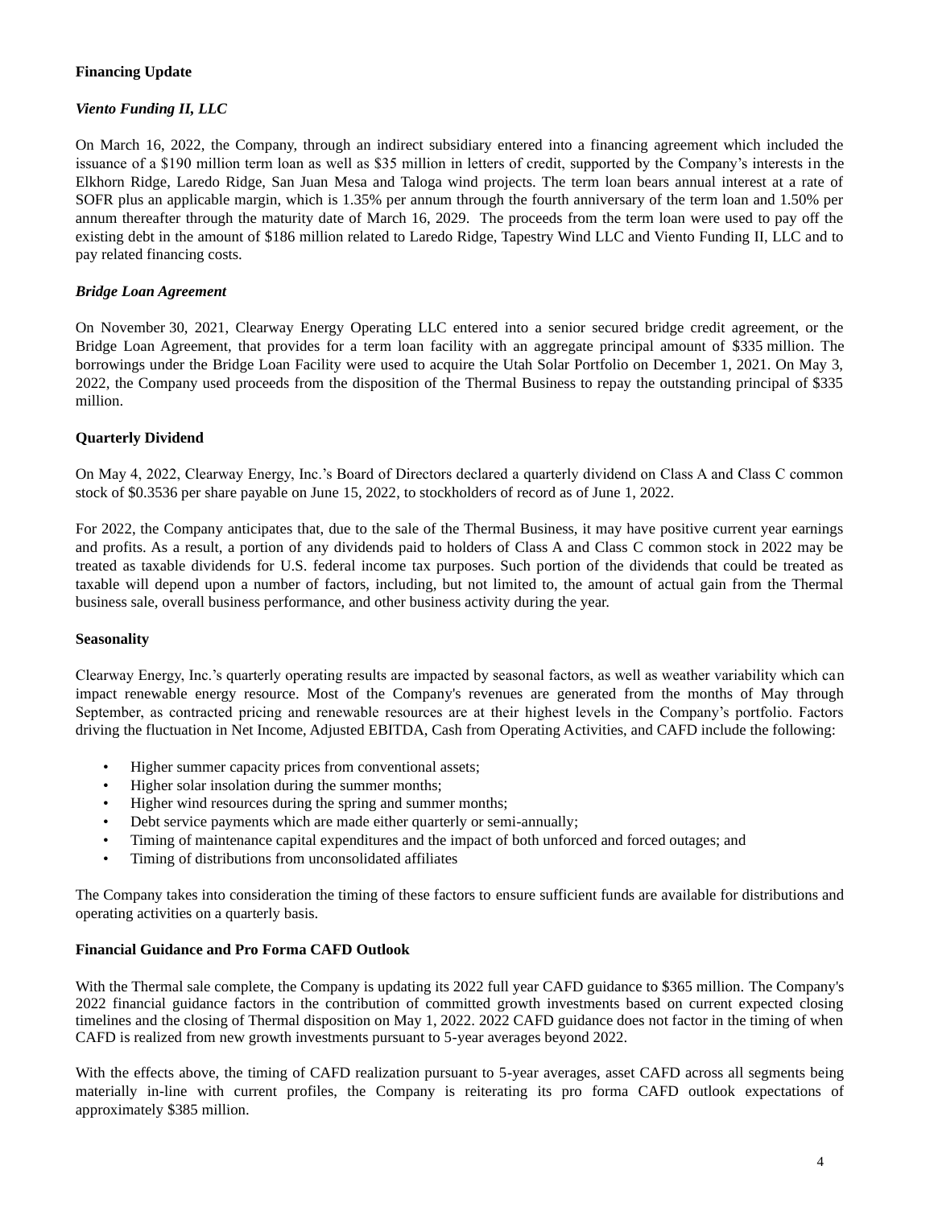## Financing Update

### *Viento Funding II, LLC*

On March 16, 2022, the Company, through an indirect subsidiary entered into a financing agreement which included the issuance of a $190 million term loan as well as $35 million in letters of credit, supported by the Company's interests in the Elkhorn Ridge, Laredo Ridge, San Juan Mesa and Taloga wind projects. The term loan bears annual interest at a rate of SOFR plus an applicable margin, which is 1.35% per annum through the fourth anniversary of the term loan and 1.50% per annum thereafter through the maturity date of March 16, 2029. The proceeds from the term loan were used to pay off the existing debt in the amount of $186 million related to Laredo Ridge, Tapestry Wind LLC and Viento Funding II, LLC and to pay related financing costs.

### *Bridge Loan Agreement*

On November 30, 2021, Clearway Energy Operating LLC entered into a senior secured bridge credit agreement, or the Bridge Loan Agreement, that provides for a term loan facility with an aggregate principal amount of $335 million. The borrowings under the Bridge Loan Facility were used to acquire the Utah Solar Portfolio on December 1, 2021. On May 3, 2022, the Company used proceeds from the disposition of the Thermal Business to repay the outstanding principal of $335 million.

## Quarterly Dividend

On May 4, 2022, Clearway Energy, Inc.'s Board of Directors declared a quarterly dividend on Class A and Class C common stock of $0.3536 per share payable on June 15, 2022, to stockholders of record as of June 1, 2022.

For 2022, the Company anticipates that, due to the sale of the Thermal Business, it may have positive current year earnings and profits. As a result, a portion of any dividends paid to holders of Class A and Class C common stock in 2022 may be treated as taxable dividends for U.S. federal income tax purposes. Such portion of the dividends that could be treated as taxable will depend upon a number of factors, including, but not limited to, the amount of actual gain from the Thermal business sale, overall business performance, and other business activity during the year.

## Seasonality

Clearway Energy, Inc.'s quarterly operating results are impacted by seasonal factors, as well as weather variability which can impact renewable energy resource. Most of the Company's revenues are generated from the months of May through September, as contracted pricing and renewable resources are at their highest levels in the Company's portfolio. Factors driving the fluctuation in Net Income, Adjusted EBITDA, Cash from Operating Activities, and CAFD include the following:

- Higher summer capacity prices from conventional assets;
- Higher solar insolation during the summer months;
- Higher wind resources during the spring and summer months;
- Debt service payments which are made either quarterly or semi-annually;
- Timing of maintenance capital expenditures and the impact of both unforced and forced outages; and
- Timing of distributions from unconsolidated affiliates

The Company takes into consideration the timing of these factors to ensure sufficient funds are available for distributions and operating activities on a quarterly basis.

## Financial Guidance and Pro Forma CAFD Outlook

With the Thermal sale complete, the Company is updating its 2022 full year CAFD guidance to $365 million. The Company's 2022 financial guidance factors in the contribution of committed growth investments based on current expected closing timelines and the closing of Thermal disposition on May 1, 2022. 2022 CAFD guidance does not factor in the timing of when CAFD is realized from new growth investments pursuant to 5-year averages beyond 2022.

With the effects above, the timing of CAFD realization pursuant to 5-year averages, asset CAFD across all segments being materially in-line with current profiles, the Company is reiterating its pro forma CAFD outlook expectations of approximately $385 million.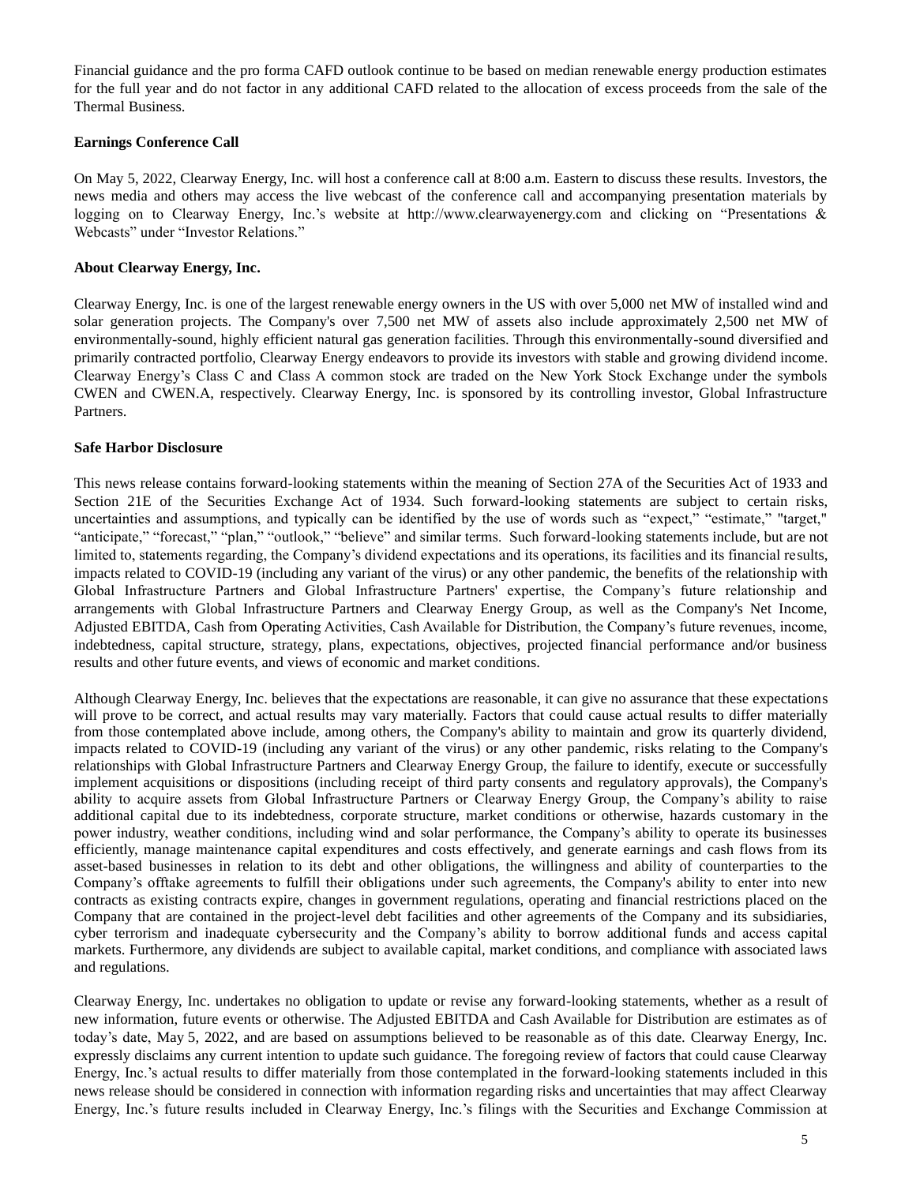Financial guidance and the pro forma CAFD outlook continue to be based on median renewable energy production estimates for the full year and do not factor in any additional CAFD related to the allocation of excess proceeds from the sale of the Thermal Business.

**Earnings Conference Call**

On May 5, 2022, Clearway Energy, Inc. will host a conference call at 8:00 a.m. Eastern to discuss these results. Investors, the news media and others may access the live webcast of the conference call and accompanying presentation materials by logging on to Clearway Energy, Inc.'s website at http://www.clearwayenergy.com and clicking on "Presentations & Webcasts" under "Investor Relations."

**About Clearway Energy, Inc.**

Clearway Energy, Inc. is one of the largest renewable energy owners in the US with over 5,000 net MW of installed wind and solar generation projects. The Company's over 7,500 net MW of assets also include approximately 2,500 net MW of environmentally-sound, highly efficient natural gas generation facilities. Through this environmentally-sound diversified and primarily contracted portfolio, Clearway Energy endeavors to provide its investors with stable and growing dividend income. Clearway Energy's Class C and Class A common stock are traded on the New York Stock Exchange under the symbols CWEN and CWEN.A, respectively. Clearway Energy, Inc. is sponsored by its controlling investor, Global Infrastructure Partners.

**Safe Harbor Disclosure**

This news release contains forward-looking statements within the meaning of Section 27A of the Securities Act of 1933 and Section 21E of the Securities Exchange Act of 1934. Such forward-looking statements are subject to certain risks, uncertainties and assumptions, and typically can be identified by the use of words such as "expect," "estimate," "target," "anticipate," "forecast," "plan," "outlook," "believe" and similar terms. Such forward-looking statements include, but are not limited to, statements regarding, the Company's dividend expectations and its operations, its facilities and its financial results, impacts related to COVID-19 (including any variant of the virus) or any other pandemic, the benefits of the relationship with Global Infrastructure Partners and Global Infrastructure Partners' expertise, the Company's future relationship and arrangements with Global Infrastructure Partners and Clearway Energy Group, as well as the Company's Net Income, Adjusted EBITDA, Cash from Operating Activities, Cash Available for Distribution, the Company's future revenues, income, indebtedness, capital structure, strategy, plans, expectations, objectives, projected financial performance and/or business results and other future events, and views of economic and market conditions.

Although Clearway Energy, Inc. believes that the expectations are reasonable, it can give no assurance that these expectations will prove to be correct, and actual results may vary materially. Factors that could cause actual results to differ materially from those contemplated above include, among others, the Company's ability to maintain and grow its quarterly dividend, impacts related to COVID-19 (including any variant of the virus) or any other pandemic, risks relating to the Company's relationships with Global Infrastructure Partners and Clearway Energy Group, the failure to identify, execute or successfully implement acquisitions or dispositions (including receipt of third party consents and regulatory approvals), the Company's ability to acquire assets from Global Infrastructure Partners or Clearway Energy Group, the Company's ability to raise additional capital due to its indebtedness, corporate structure, market conditions or otherwise, hazards customary in the power industry, weather conditions, including wind and solar performance, the Company's ability to operate its businesses efficiently, manage maintenance capital expenditures and costs effectively, and generate earnings and cash flows from its asset-based businesses in relation to its debt and other obligations, the willingness and ability of counterparties to the Company's offtake agreements to fulfill their obligations under such agreements, the Company's ability to enter into new contracts as existing contracts expire, changes in government regulations, operating and financial restrictions placed on the Company that are contained in the project-level debt facilities and other agreements of the Company and its subsidiaries, cyber terrorism and inadequate cybersecurity and the Company's ability to borrow additional funds and access capital markets. Furthermore, any dividends are subject to available capital, market conditions, and compliance with associated laws and regulations.

Clearway Energy, Inc. undertakes no obligation to update or revise any forward-looking statements, whether as a result of new information, future events or otherwise. The Adjusted EBITDA and Cash Available for Distribution are estimates as of today's date, May 5, 2022, and are based on assumptions believed to be reasonable as of this date. Clearway Energy, Inc. expressly disclaims any current intention to update such guidance. The foregoing review of factors that could cause Clearway Energy, Inc.'s actual results to differ materially from those contemplated in the forward-looking statements included in this news release should be considered in connection with information regarding risks and uncertainties that may affect Clearway Energy, Inc.'s future results included in Clearway Energy, Inc.'s filings with the Securities and Exchange Commission at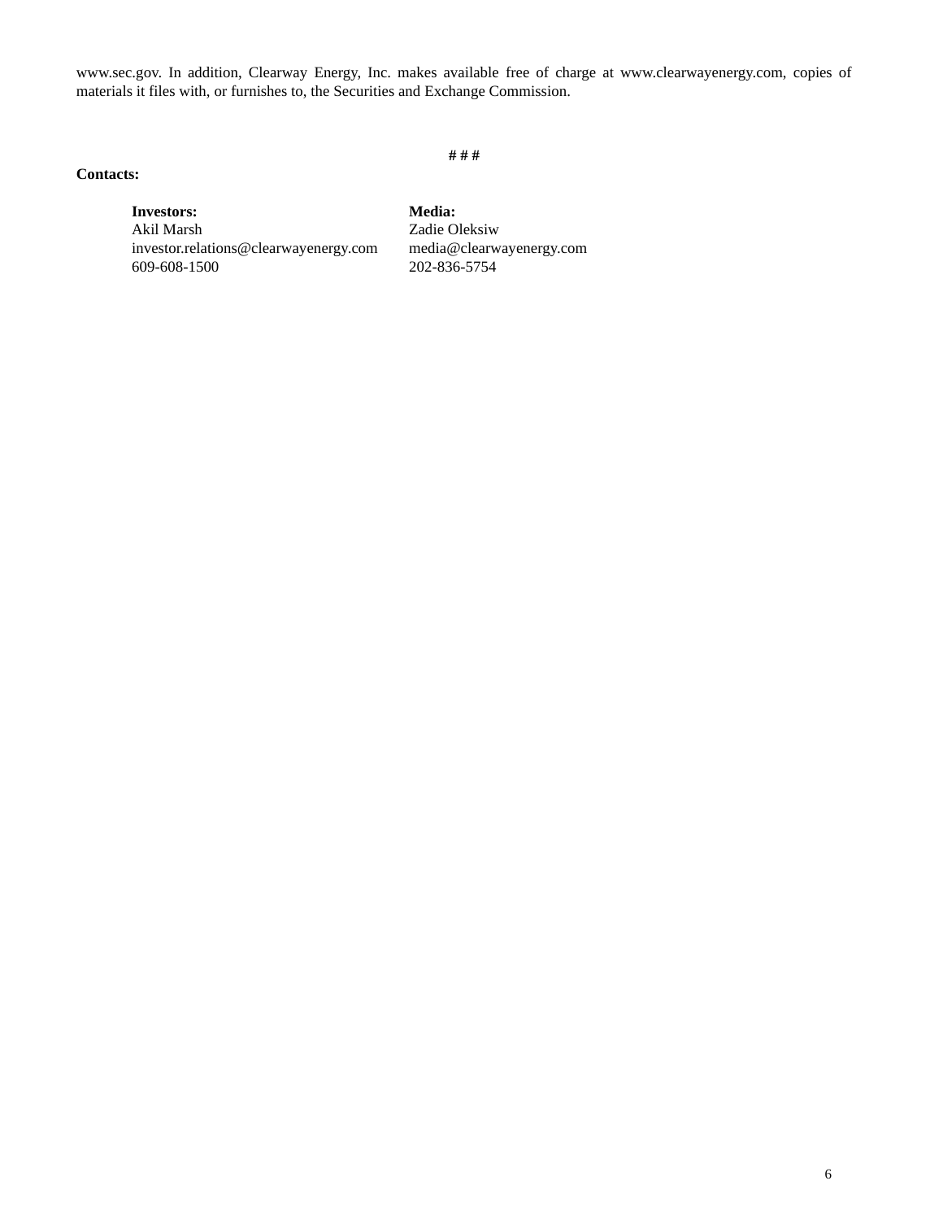www.sec.gov. In addition, Clearway Energy, Inc. makes available free of charge at www.clearwayenergy.com, copies of materials it files with, or furnishes to, the Securities and Exchange Commission.

# # #

**Contacts:**

| **Investors:** | **Media:** |
| --- | --- |
| Akil Marsh | Zadie Oleksiw |
| investor.relations@clearwayenergy.com | media@clearwayenergy.com |
| 609-608-1500 | 202-836-5754 |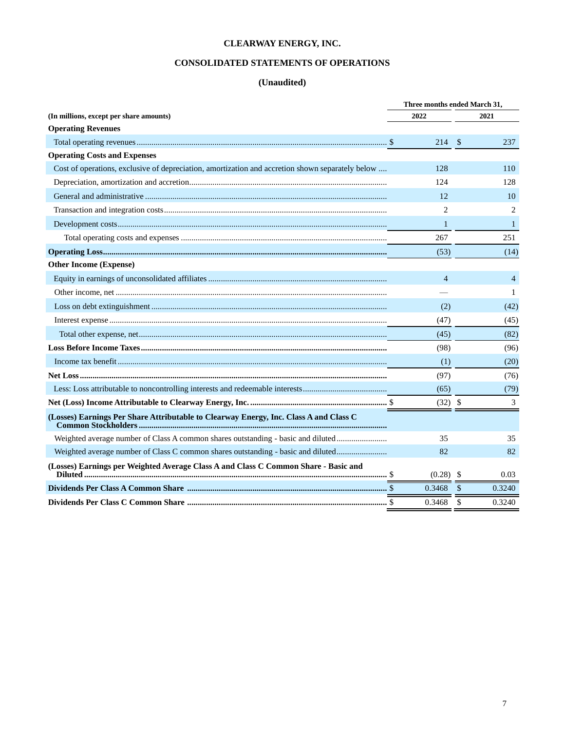**CLEARWAY ENERGY, INC.**

**CONSOLIDATED STATEMENTS OF OPERATIONS**

**(Unaudited)**

| | Three months ended March 31, | |
|---|---|---|
| (In millions, except per share amounts) | 2022 | 2021 |
| **Operating Revenues** | | |
| Total operating revenues | $ 214 | $ 237 |
| **Operating Costs and Expenses** | | |
| Cost of operations, exclusive of depreciation, amortization and accretion shown separately below | 128 | 110 |
| Depreciation, amortization and accretion | 124 | 128 |
| General and administrative | 12 | 10 |
| Transaction and integration costs | 2 | 2 |
| Development costs | 1 | 1 |
| Total operating costs and expenses | 267 | 251 |
| **Operating Loss** | (53) | (14) |
| **Other Income (Expense)** | | |
| Equity in earnings of unconsolidated affiliates | 4 | 4 |
| Other income, net | — | 1 |
| Loss on debt extinguishment | (2) | (42) |
| Interest expense | (47) | (45) |
| Total other expense, net | (45) | (82) |
| **Loss Before Income Taxes** | (98) | (96) |
| Income tax benefit | (1) | (20) |
| **Net Loss** | (97) | (76) |
| Less: Loss attributable to noncontrolling interests and redeemable interests | (65) | (79) |
| **Net (Loss) Income Attributable to Clearway Energy, Inc.** | $ (32) | $ 3 |
| **(Losses) Earnings Per Share Attributable to Clearway Energy, Inc. Class A and Class C Common Stockholders** | | |
| Weighted average number of Class A common shares outstanding - basic and diluted | 35 | 35 |
| Weighted average number of Class C common shares outstanding - basic and diluted | 82 | 82 |
| **(Losses) Earnings per Weighted Average Class A and Class C Common Share - Basic and Diluted** | $ (0.28) | $ 0.03 |
| **Dividends Per Class A Common Share** | $ 0.3468 | $ 0.3240 |
| **Dividends Per Class C Common Share** | $ 0.3468 | $ 0.3240 |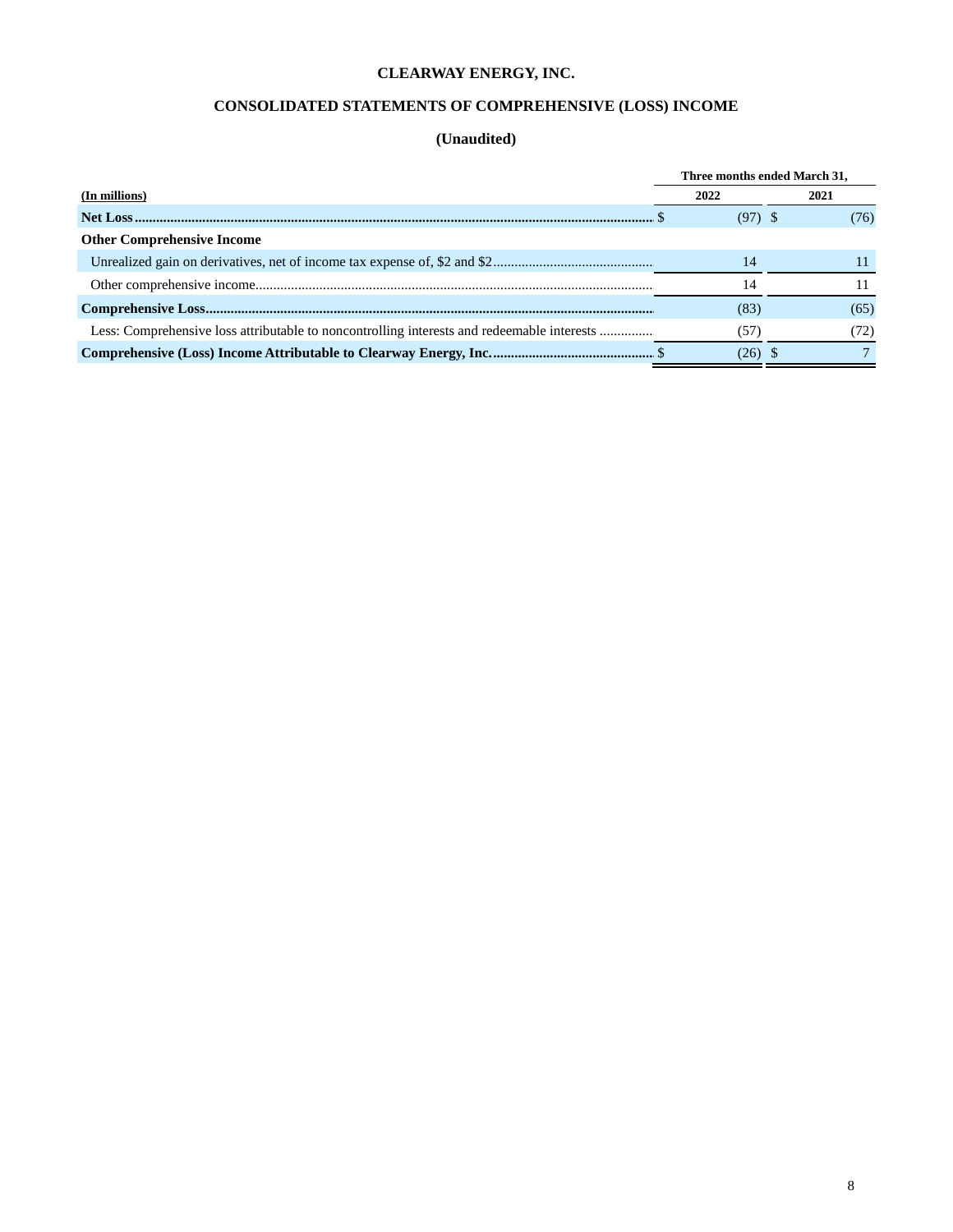# CLEARWAY ENERGY, INC.

## CONSOLIDATED STATEMENTS OF COMPREHENSIVE (LOSS) INCOME

### (Unaudited)

| | Three months ended March 31, | |
|---|---|---|
| (In millions) | 2022 | 2021 |
| **Net Loss** | $ (97) | $ (76) |
| **Other Comprehensive Income** | | |
| Unrealized gain on derivatives, net of income tax expense of, $2 and $2 | 14 | 11 |
| Other comprehensive income | 14 | 11 |
| **Comprehensive Loss** | (83) | (65) |
| Less: Comprehensive loss attributable to noncontrolling interests and redeemable interests | (57) | (72) |
| **Comprehensive (Loss) Income Attributable to Clearway Energy, Inc.** | $ (26) | $ 7 |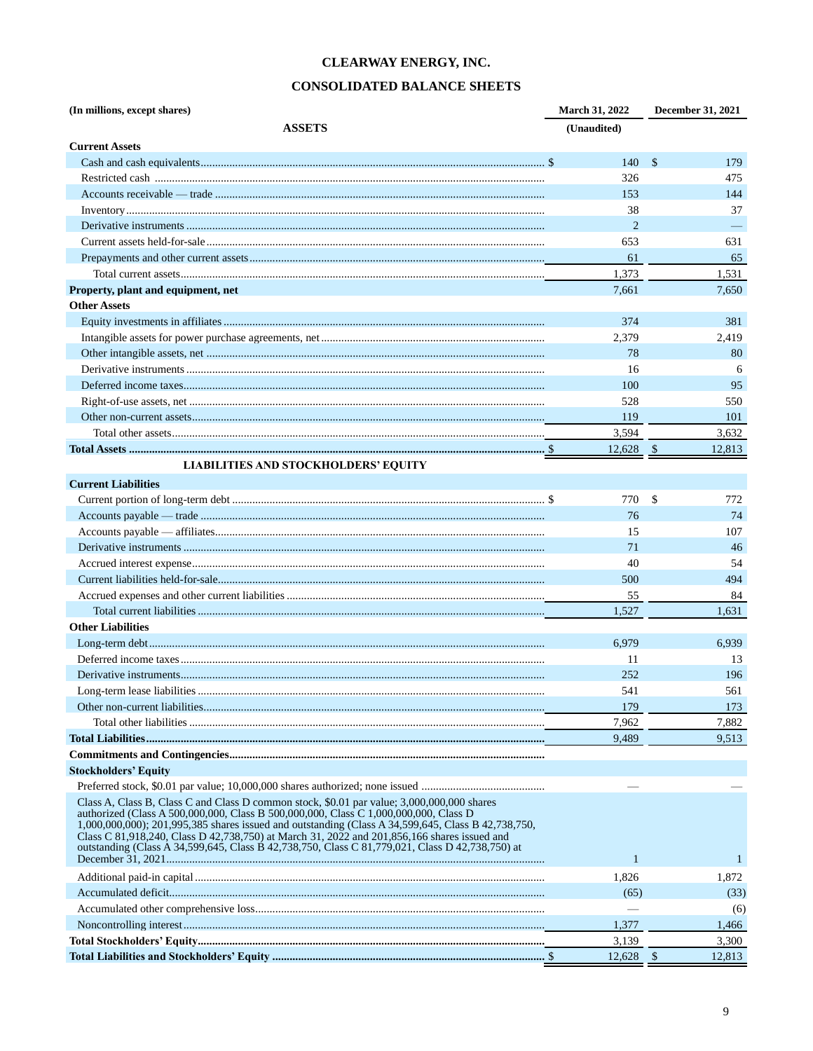# CLEARWAY ENERGY, INC.

## CONSOLIDATED BALANCE SHEETS

| (In millions, except shares) | March 31, 2022 | December 31, 2021 |
|---|---|---|
| **ASSETS** | (Unaudited) | |
| **Current Assets** | | |
| Cash and cash equivalents | $ 140 | $ 179 |
| Restricted cash | 326 | 475 |
| Accounts receivable — trade | 153 | 144 |
| Inventory | 38 | 37 |
| Derivative instruments | 2 | — |
| Current assets held-for-sale | 653 | 631 |
| Prepayments and other current assets | 61 | 65 |
| Total current assets | 1,373 | 1,531 |
| **Property, plant and equipment, net** | 7,661 | 7,650 |
| **Other Assets** | | |
| Equity investments in affiliates | 374 | 381 |
| Intangible assets for power purchase agreements, net | 2,379 | 2,419 |
| Other intangible assets, net | 78 | 80 |
| Derivative instruments | 16 | 6 |
| Deferred income taxes | 100 | 95 |
| Right-of-use assets, net | 528 | 550 |
| Other non-current assets | 119 | 101 |
| Total other assets | 3,594 | 3,632 |
| **Total Assets** | $ 12,628 | $ 12,813 |
| **LIABILITIES AND STOCKHOLDERS' EQUITY** | | |
| **Current Liabilities** | | |
| Current portion of long-term debt | $ 770 | $ 772 |
| Accounts payable — trade | 76 | 74 |
| Accounts payable — affiliates | 15 | 107 |
| Derivative instruments | 71 | 46 |
| Accrued interest expense | 40 | 54 |
| Current liabilities held-for-sale | 500 | 494 |
| Accrued expenses and other current liabilities | 55 | 84 |
| Total current liabilities | 1,527 | 1,631 |
| **Other Liabilities** | | |
| Long-term debt | 6,979 | 6,939 |
| Deferred income taxes | 11 | 13 |
| Derivative instruments | 252 | 196 |
| Long-term lease liabilities | 541 | 561 |
| Other non-current liabilities | 179 | 173 |
| Total other liabilities | 7,962 | 7,882 |
| **Total Liabilities** | 9,489 | 9,513 |
| **Commitments and Contingencies** | | |
| **Stockholders' Equity** | | |
| Preferred stock, $0.01 par value; 10,000,000 shares authorized; none issued | — | — |
| Class A, Class B, Class C and Class D common stock, $0.01 par value; 3,000,000,000 shares authorized (Class A 500,000,000, Class B 500,000,000, Class C 1,000,000,000, Class D 1,000,000,000); 201,995,385 shares issued and outstanding (Class A 34,599,645, Class B 42,738,750, Class C 81,918,240, Class D 42,738,750) at March 31, 2022 and 201,856,166 shares issued and outstanding (Class A 34,599,645, Class B 42,738,750, Class C 81,779,021, Class D 42,738,750) at December 31, 2021 | 1 | 1 |
| Additional paid-in capital | 1,826 | 1,872 |
| Accumulated deficit | (65) | (33) |
| Accumulated other comprehensive loss | — | (6) |
| Noncontrolling interest | 1,377 | 1,466 |
| **Total Stockholders' Equity** | 3,139 | 3,300 |
| **Total Liabilities and Stockholders' Equity** | $ 12,628 | $ 12,813 |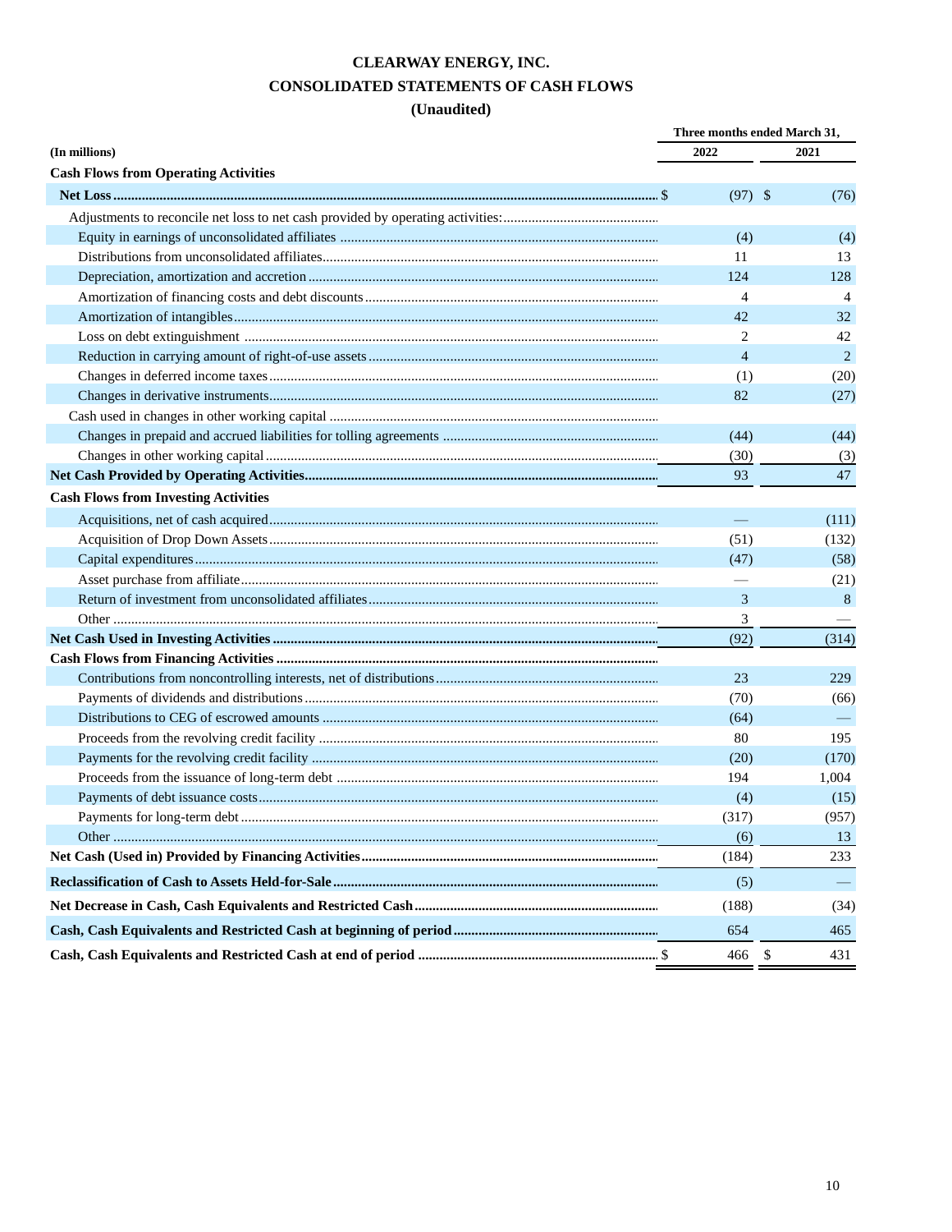# CLEARWAY ENERGY, INC.

## CONSOLIDATED STATEMENTS OF CASH FLOWS

### (Unaudited)

| (In millions) | Three months ended March 31, 2022 | 2021 |
|---|---|---|
| **Cash Flows from Operating Activities** | | |
| **Net Loss** | $ (97) | $ (76) |
| Adjustments to reconcile net loss to net cash provided by operating activities: | | |
| Equity in earnings of unconsolidated affiliates | (4) | (4) |
| Distributions from unconsolidated affiliates | 11 | 13 |
| Depreciation, amortization and accretion | 124 | 128 |
| Amortization of financing costs and debt discounts | 4 | 4 |
| Amortization of intangibles | 42 | 32 |
| Loss on debt extinguishment | 2 | 42 |
| Reduction in carrying amount of right-of-use assets | 4 | 2 |
| Changes in deferred income taxes | (1) | (20) |
| Changes in derivative instruments | 82 | (27) |
| Cash used in changes in other working capital | | |
| Changes in prepaid and accrued liabilities for tolling agreements | (44) | (44) |
| Changes in other working capital | (30) | (3) |
| **Net Cash Provided by Operating Activities** | 93 | 47 |
| **Cash Flows from Investing Activities** | | |
| Acquisitions, net of cash acquired | — | (111) |
| Acquisition of Drop Down Assets | (51) | (132) |
| Capital expenditures | (47) | (58) |
| Asset purchase from affiliate | — | (21) |
| Return of investment from unconsolidated affiliates | 3 | 8 |
| Other | 3 | — |
| **Net Cash Used in Investing Activities** | (92) | (314) |
| **Cash Flows from Financing Activities** | | |
| Contributions from noncontrolling interests, net of distributions | 23 | 229 |
| Payments of dividends and distributions | (70) | (66) |
| Distributions to CEG of escrowed amounts | (64) | — |
| Proceeds from the revolving credit facility | 80 | 195 |
| Payments for the revolving credit facility | (20) | (170) |
| Proceeds from the issuance of long-term debt | 194 | 1,004 |
| Payments of debt issuance costs | (4) | (15) |
| Payments for long-term debt | (317) | (957) |
| Other | (6) | 13 |
| **Net Cash (Used in) Provided by Financing Activities** | (184) | 233 |
| **Reclassification of Cash to Assets Held-for-Sale** | (5) | — |
| **Net Decrease in Cash, Cash Equivalents and Restricted Cash** | (188) | (34) |
| **Cash, Cash Equivalents and Restricted Cash at beginning of period** | 654 | 465 |
| **Cash, Cash Equivalents and Restricted Cash at end of period** | $ 466 | $ 431 |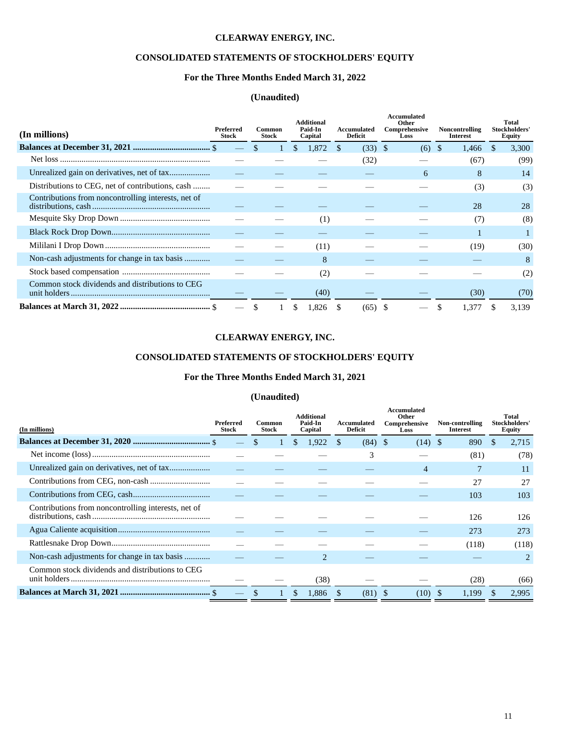# CLEARWAY ENERGY, INC.

## CONSOLIDATED STATEMENTS OF STOCKHOLDERS' EQUITY

### For the Three Months Ended March 31, 2022

### (Unaudited)

| (In millions) | Preferred Stock | Common Stock | Additional Paid-In Capital | Accumulated Deficit | Accumulated Other Comprehensive Loss | Noncontrolling Interest | Total Stockholders' Equity |
|---|---|---|---|---|---|---|---|
| **Balances at December 31, 2021** | $ — | $ 1 | $ 1,872 | $ (33) | $ (6) | $ 1,466 | $ 3,300 |
| Net loss | — | — | — | (32) | — | (67) | (99) |
| Unrealized gain on derivatives, net of tax | — | — | — | — | 6 | 8 | 14 |
| Distributions to CEG, net of contributions, cash | — | — | — | — | — | (3) | (3) |
| Contributions from noncontrolling interests, net of distributions, cash | — | — | — | — | — | 28 | 28 |
| Mesquite Sky Drop Down | — | — | (1) | — | — | (7) | (8) |
| Black Rock Drop Down | — | — | — | — | — | 1 | 1 |
| Mililani I Drop Down | — | — | (11) | — | — | (19) | (30) |
| Non-cash adjustments for change in tax basis | — | — | 8 | — | — | — | 8 |
| Stock based compensation | — | — | (2) | — | — | — | (2) |
| Common stock dividends and distributions to CEG unit holders | — | — | (40) | — | — | (30) | (70) |
| **Balances at March 31, 2022** | $ — | $ 1 | $ 1,826 | $ (65) | $ — | $ 1,377 | $ 3,139 |

# CLEARWAY ENERGY, INC.

## CONSOLIDATED STATEMENTS OF STOCKHOLDERS' EQUITY

### For the Three Months Ended March 31, 2021

### (Unaudited)

| (In millions) | Preferred Stock | Common Stock | Additional Paid-In Capital | Accumulated Deficit | Accumulated Other Comprehensive Loss | Non-controlling Interest | Total Stockholders' Equity |
|---|---|---|---|---|---|---|---|
| **Balances at December 31, 2020** | $ — | $ 1 | $ 1,922 | $ (84) | $ (14) | $ 890 | $ 2,715 |
| Net income (loss) | — | — | — | 3 | — | (81) | (78) |
| Unrealized gain on derivatives, net of tax | — | — | — | — | 4 | 7 | 11 |
| Contributions from CEG, non-cash | — | — | — | — | — | 27 | 27 |
| Contributions from CEG, cash | — | — | — | — | — | 103 | 103 |
| Contributions from noncontrolling interests, net of distributions, cash | — | — | — | — | — | 126 | 126 |
| Agua Caliente acquisition | — | — | — | — | — | 273 | 273 |
| Rattlesnake Drop Down | — | — | — | — | — | (118) | (118) |
| Non-cash adjustments for change in tax basis | — | — | 2 | — | — | — | 2 |
| Common stock dividends and distributions to CEG unit holders | — | — | (38) | — | — | (28) | (66) |
| **Balances at March 31, 2021** | $ — | $ 1 | $ 1,886 | $ (81) | $ (10) | $ 1,199 | $ 2,995 |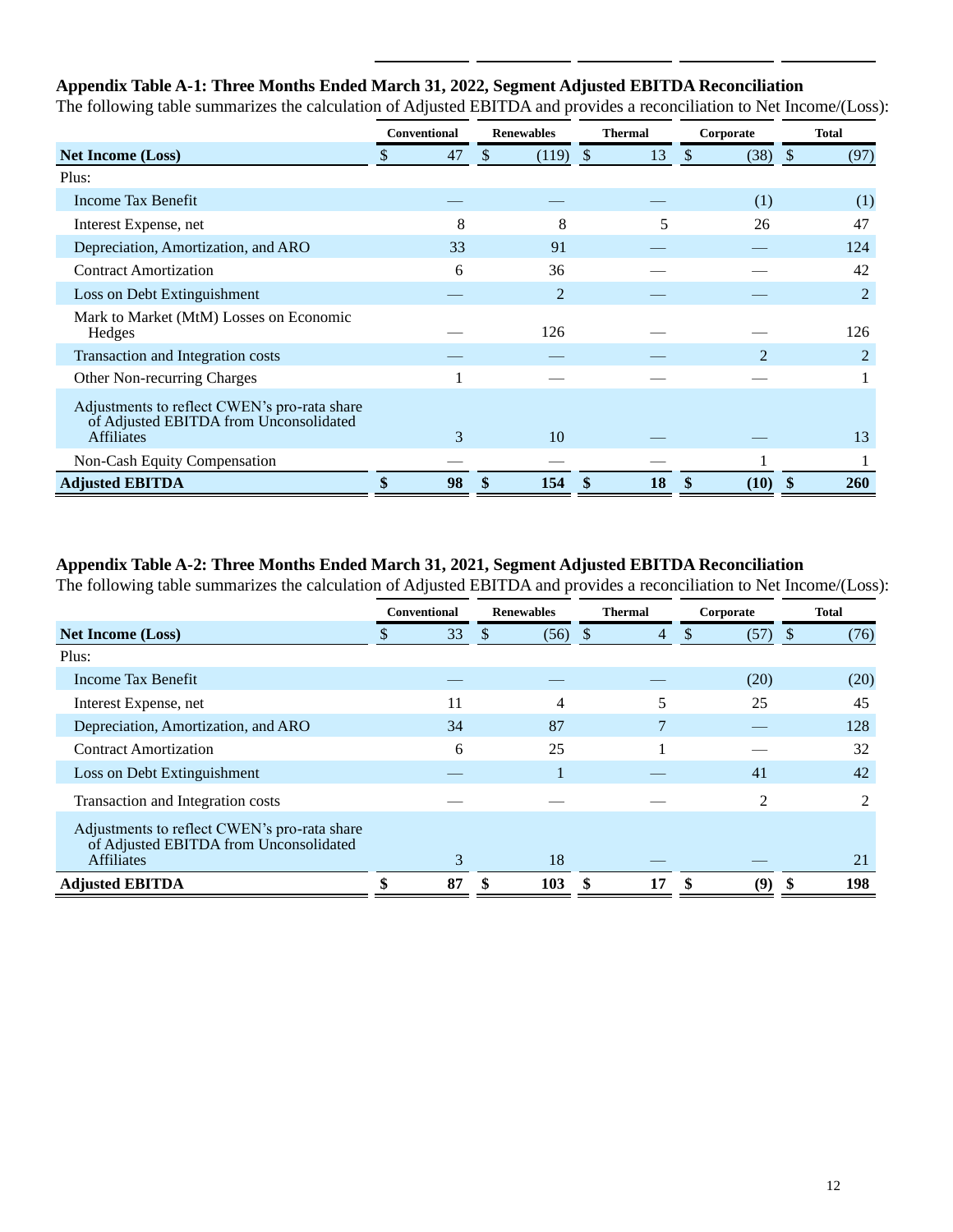### Appendix Table A-1: Three Months Ended March 31, 2022, Segment Adjusted EBITDA Reconciliation

The following table summarizes the calculation of Adjusted EBITDA and provides a reconciliation to Net Income/(Loss):

| | Conventional | Renewables | Thermal | Corporate | Total |
|---|---|---|---|---|---|
| **Net Income (Loss)** | $ 47 | $ (119) | $ 13 | $ (38) | $ (97) |
| Plus: | | | | | |
| Income Tax Benefit | — | — | — | (1) | (1) |
| Interest Expense, net | 8 | 8 | 5 | 26 | 47 |
| Depreciation, Amortization, and ARO | 33 | 91 | — | — | 124 |
| Contract Amortization | 6 | 36 | — | — | 42 |
| Loss on Debt Extinguishment | — | 2 | — | — | 2 |
| Mark to Market (MtM) Losses on Economic Hedges | — | 126 | — | — | 126 |
| Transaction and Integration costs | — | — | — | 2 | 2 |
| Other Non-recurring Charges | 1 | — | — | — | 1 |
| Adjustments to reflect CWEN's pro-rata share of Adjusted EBITDA from Unconsolidated Affiliates | 3 | 10 | — | — | 13 |
| Non-Cash Equity Compensation | — | — | — | 1 | 1 |
| **Adjusted EBITDA** | **$ 98** | **$ 154** | **$ 18** | **$ (10)** | **$ 260** |

### Appendix Table A-2: Three Months Ended March 31, 2021, Segment Adjusted EBITDA Reconciliation

The following table summarizes the calculation of Adjusted EBITDA and provides a reconciliation to Net Income/(Loss):

| | Conventional | Renewables | Thermal | Corporate | Total |
|---|---|---|---|---|---|
| **Net Income (Loss)** | $ 33 | $ (56) | $ 4 | $ (57) | $ (76) |
| Plus: | | | | | |
| Income Tax Benefit | — | — | — | (20) | (20) |
| Interest Expense, net | 11 | 4 | 5 | 25 | 45 |
| Depreciation, Amortization, and ARO | 34 | 87 | 7 | — | 128 |
| Contract Amortization | 6 | 25 | 1 | — | 32 |
| Loss on Debt Extinguishment | — | 1 | — | 41 | 42 |
| Transaction and Integration costs | — | — | — | 2 | 2 |
| Adjustments to reflect CWEN's pro-rata share of Adjusted EBITDA from Unconsolidated Affiliates | 3 | 18 | — | — | 21 |
| **Adjusted EBITDA** | **$ 87** | **$ 103** | **$ 17** | **$ (9)** | **$ 198** |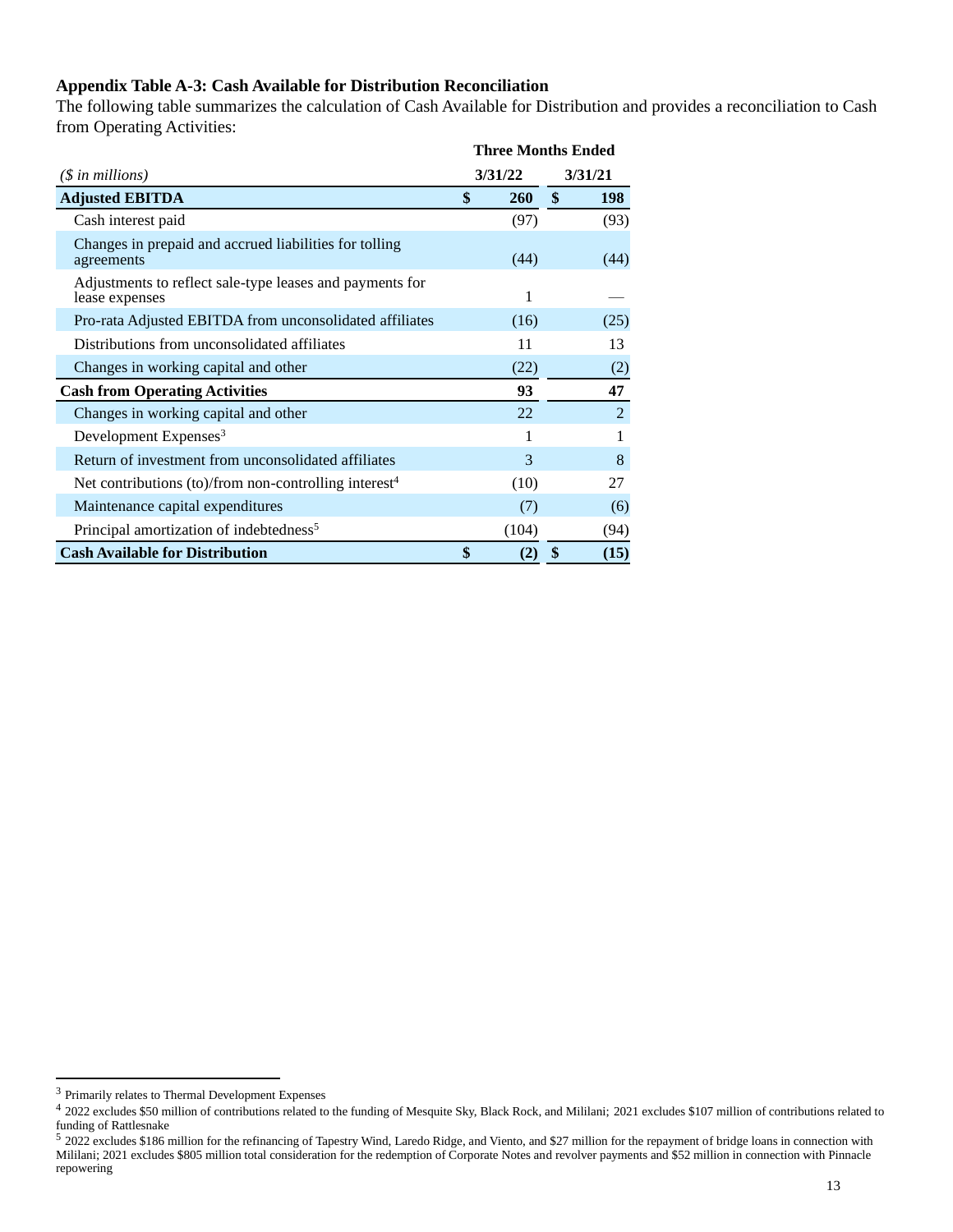### Appendix Table A-3: Cash Available for Distribution Reconciliation

The following table summarizes the calculation of Cash Available for Distribution and provides a reconciliation to Cash from Operating Activities:

| | Three Months Ended | |
|---|---|---|
| *($ in millions)* | 3/31/22 | 3/31/21 |
| **Adjusted EBITDA** | **$ 260** | **$ 198** |
| Cash interest paid | (97) | (93) |
| Changes in prepaid and accrued liabilities for tolling agreements | (44) | (44) |
| Adjustments to reflect sale-type leases and payments for lease expenses | 1 | — |
| Pro-rata Adjusted EBITDA from unconsolidated affiliates | (16) | (25) |
| Distributions from unconsolidated affiliates | 11 | 13 |
| Changes in working capital and other | (22) | (2) |
| **Cash from Operating Activities** | **93** | **47** |
| Changes in working capital and other | 22 | 2 |
| Development Expenses[3] | 1 | 1 |
| Return of investment from unconsolidated affiliates | 3 | 8 |
| Net contributions (to)/from non-controlling interest[4] | (10) | 27 |
| Maintenance capital expenditures | (7) | (6) |
| Principal amortization of indebtedness[5] | (104) | (94) |
| **Cash Available for Distribution** | **$ (2)** | **$ (15)** |

[3] Primarily relates to Thermal Development Expenses

[4] 2022 excludes $50 million of contributions related to the funding of Mesquite Sky, Black Rock, and Mililani; 2021 excludes $107 million of contributions related to funding of Rattlesnake

[5] 2022 excludes $186 million for the refinancing of Tapestry Wind, Laredo Ridge, and Viento, and $27 million for the repayment of bridge loans in connection with Mililani; 2021 excludes $805 million total consideration for the redemption of Corporate Notes and revolver payments and $52 million in connection with Pinnacle repowering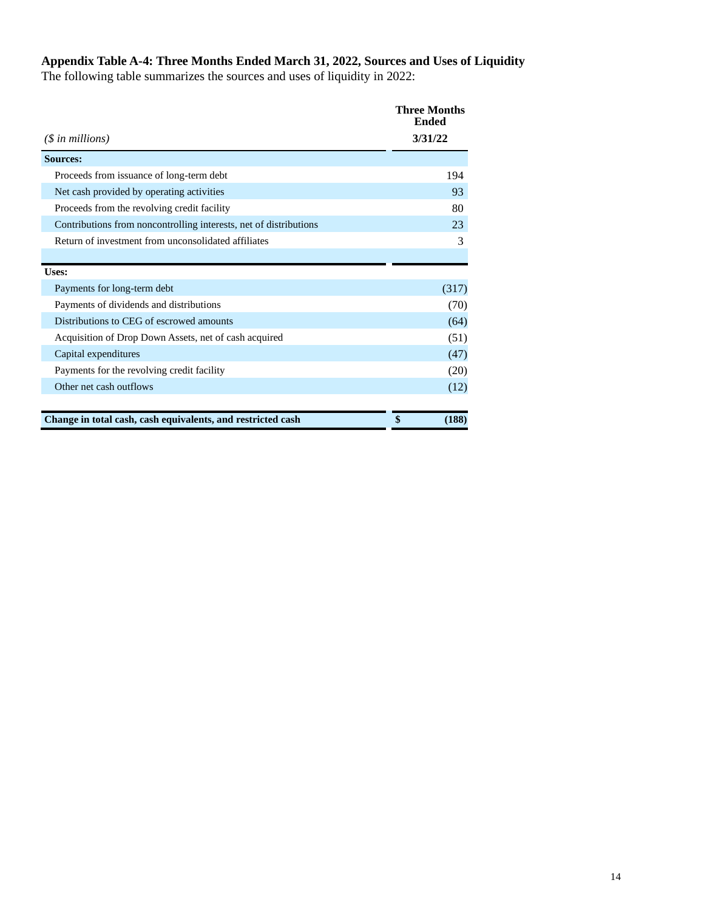**Appendix Table A-4: Three Months Ended March 31, 2022, Sources and Uses of Liquidity**

The following table summarizes the sources and uses of liquidity in 2022:

| *($ in millions)* | Three Months Ended 3/31/22 |
|---|---|
| **Sources:** | |
| Proceeds from issuance of long-term debt | 194 |
| Net cash provided by operating activities | 93 |
| Proceeds from the revolving credit facility | 80 |
| Contributions from noncontrolling interests, net of distributions | 23 |
| Return of investment from unconsolidated affiliates | 3 |
| **Uses:** | |
| Payments for long-term debt | (317) |
| Payments of dividends and distributions | (70) |
| Distributions to CEG of escrowed amounts | (64) |
| Acquisition of Drop Down Assets, net of cash acquired | (51) |
| Capital expenditures | (47) |
| Payments for the revolving credit facility | (20) |
| Other net cash outflows | (12) |
| **Change in total cash, cash equivalents, and restricted cash** | **$ (188)** |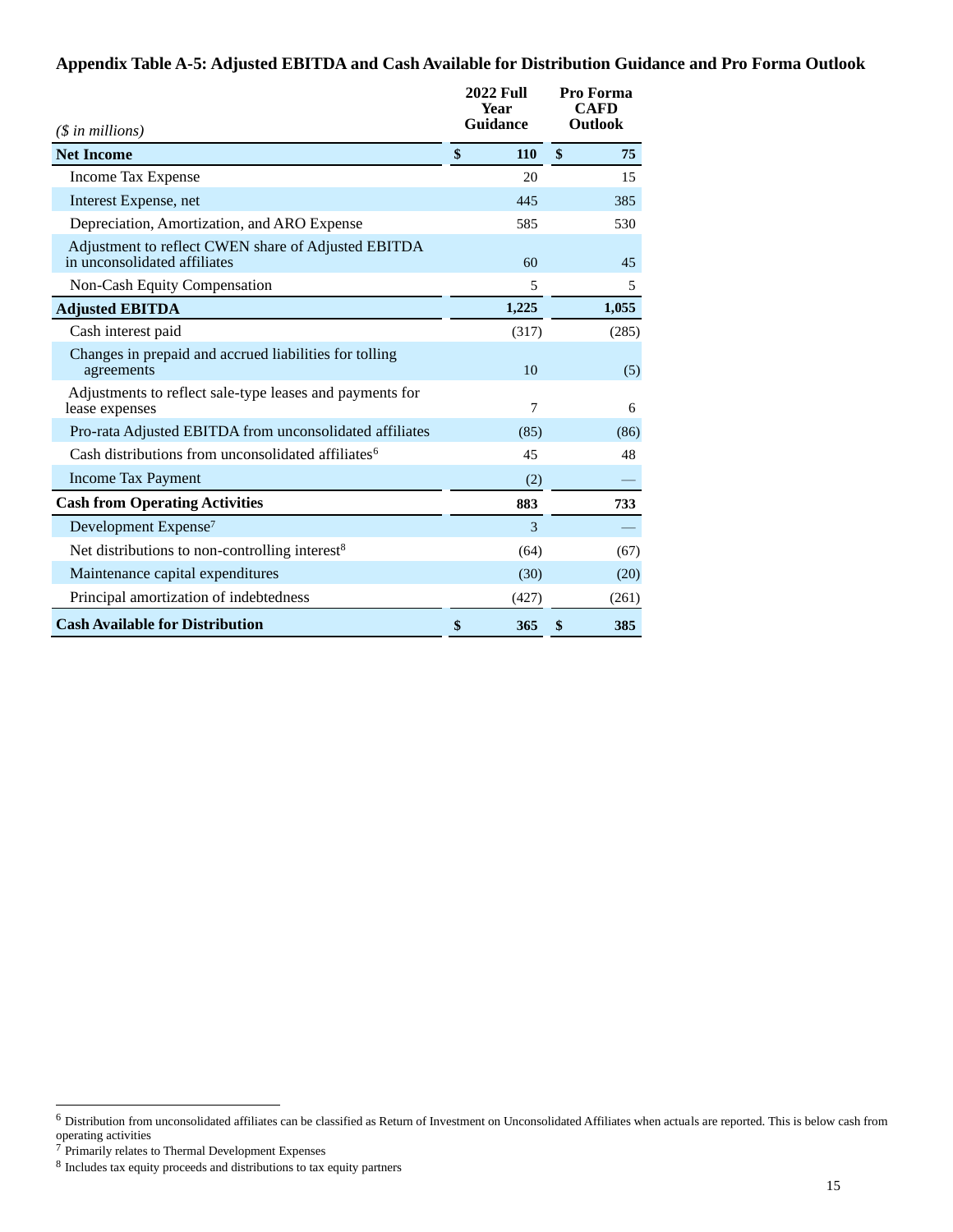### Appendix Table A-5: Adjusted EBITDA and Cash Available for Distribution Guidance and Pro Forma Outlook

| *($ in millions)* | 2022 Full Year Guidance | Pro Forma CAFD Outlook |
|---|---|---|
| **Net Income** | **$ 110** | **$ 75** |
| Income Tax Expense | 20 | 15 |
| Interest Expense, net | 445 | 385 |
| Depreciation, Amortization, and ARO Expense | 585 | 530 |
| Adjustment to reflect CWEN share of Adjusted EBITDA in unconsolidated affiliates | 60 | 45 |
| Non-Cash Equity Compensation | 5 | 5 |
| **Adjusted EBITDA** | **1,225** | **1,055** |
| Cash interest paid | (317) | (285) |
| Changes in prepaid and accrued liabilities for tolling agreements | 10 | (5) |
| Adjustments to reflect sale-type leases and payments for lease expenses | 7 | 6 |
| Pro-rata Adjusted EBITDA from unconsolidated affiliates | (85) | (86) |
| Cash distributions from unconsolidated affiliates[6] | 45 | 48 |
| Income Tax Payment | (2) | — |
| **Cash from Operating Activities** | **883** | **733** |
| Development Expense[7] | 3 | — |
| Net distributions to non-controlling interest[8] | (64) | (67) |
| Maintenance capital expenditures | (30) | (20) |
| Principal amortization of indebtedness | (427) | (261) |
| **Cash Available for Distribution** | **$ 365** | **$ 385** |

[6] Distribution from unconsolidated affiliates can be classified as Return of Investment on Unconsolidated Affiliates when actuals are reported. This is below cash from operating activities

[7] Primarily relates to Thermal Development Expenses

[8] Includes tax equity proceeds and distributions to tax equity partners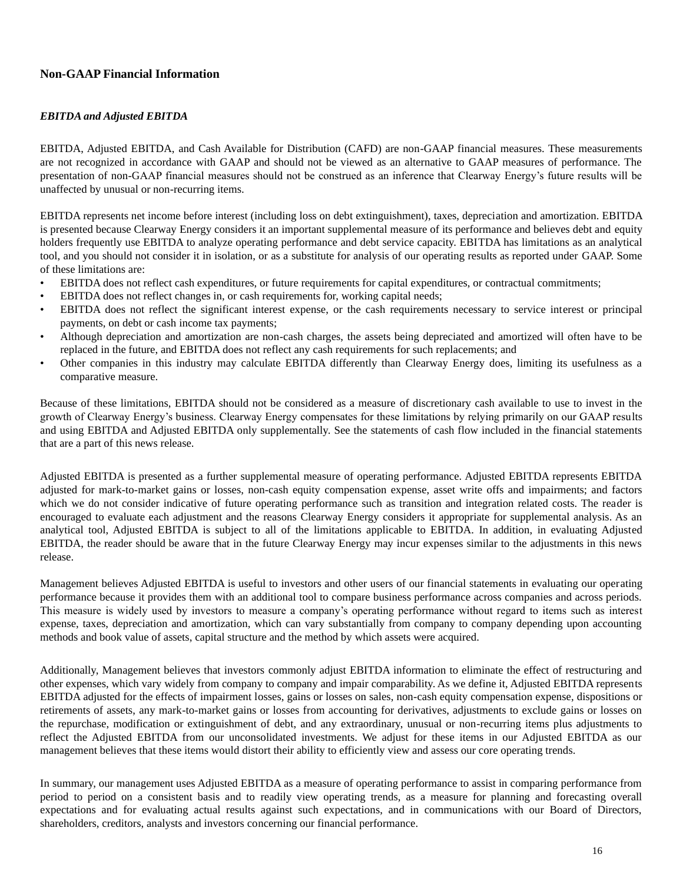## Non-GAAP Financial Information

### *EBITDA and Adjusted EBITDA*

EBITDA, Adjusted EBITDA, and Cash Available for Distribution (CAFD) are non-GAAP financial measures. These measurements are not recognized in accordance with GAAP and should not be viewed as an alternative to GAAP measures of performance. The presentation of non-GAAP financial measures should not be construed as an inference that Clearway Energy's future results will be unaffected by unusual or non-recurring items.

EBITDA represents net income before interest (including loss on debt extinguishment), taxes, depreciation and amortization. EBITDA is presented because Clearway Energy considers it an important supplemental measure of its performance and believes debt and equity holders frequently use EBITDA to analyze operating performance and debt service capacity. EBITDA has limitations as an analytical tool, and you should not consider it in isolation, or as a substitute for analysis of our operating results as reported under GAAP. Some of these limitations are:

- EBITDA does not reflect cash expenditures, or future requirements for capital expenditures, or contractual commitments;
- EBITDA does not reflect changes in, or cash requirements for, working capital needs;
- EBITDA does not reflect the significant interest expense, or the cash requirements necessary to service interest or principal payments, on debt or cash income tax payments;
- Although depreciation and amortization are non-cash charges, the assets being depreciated and amortized will often have to be replaced in the future, and EBITDA does not reflect any cash requirements for such replacements; and
- Other companies in this industry may calculate EBITDA differently than Clearway Energy does, limiting its usefulness as a comparative measure.

Because of these limitations, EBITDA should not be considered as a measure of discretionary cash available to use to invest in the growth of Clearway Energy's business. Clearway Energy compensates for these limitations by relying primarily on our GAAP results and using EBITDA and Adjusted EBITDA only supplementally. See the statements of cash flow included in the financial statements that are a part of this news release.

Adjusted EBITDA is presented as a further supplemental measure of operating performance. Adjusted EBITDA represents EBITDA adjusted for mark-to-market gains or losses, non-cash equity compensation expense, asset write offs and impairments; and factors which we do not consider indicative of future operating performance such as transition and integration related costs. The reader is encouraged to evaluate each adjustment and the reasons Clearway Energy considers it appropriate for supplemental analysis. As an analytical tool, Adjusted EBITDA is subject to all of the limitations applicable to EBITDA. In addition, in evaluating Adjusted EBITDA, the reader should be aware that in the future Clearway Energy may incur expenses similar to the adjustments in this news release.

Management believes Adjusted EBITDA is useful to investors and other users of our financial statements in evaluating our operating performance because it provides them with an additional tool to compare business performance across companies and across periods. This measure is widely used by investors to measure a company's operating performance without regard to items such as interest expense, taxes, depreciation and amortization, which can vary substantially from company to company depending upon accounting methods and book value of assets, capital structure and the method by which assets were acquired.

Additionally, Management believes that investors commonly adjust EBITDA information to eliminate the effect of restructuring and other expenses, which vary widely from company to company and impair comparability. As we define it, Adjusted EBITDA represents EBITDA adjusted for the effects of impairment losses, gains or losses on sales, non-cash equity compensation expense, dispositions or retirements of assets, any mark-to-market gains or losses from accounting for derivatives, adjustments to exclude gains or losses on the repurchase, modification or extinguishment of debt, and any extraordinary, unusual or non-recurring items plus adjustments to reflect the Adjusted EBITDA from our unconsolidated investments. We adjust for these items in our Adjusted EBITDA as our management believes that these items would distort their ability to efficiently view and assess our core operating trends.

In summary, our management uses Adjusted EBITDA as a measure of operating performance to assist in comparing performance from period to period on a consistent basis and to readily view operating trends, as a measure for planning and forecasting overall expectations and for evaluating actual results against such expectations, and in communications with our Board of Directors, shareholders, creditors, analysts and investors concerning our financial performance.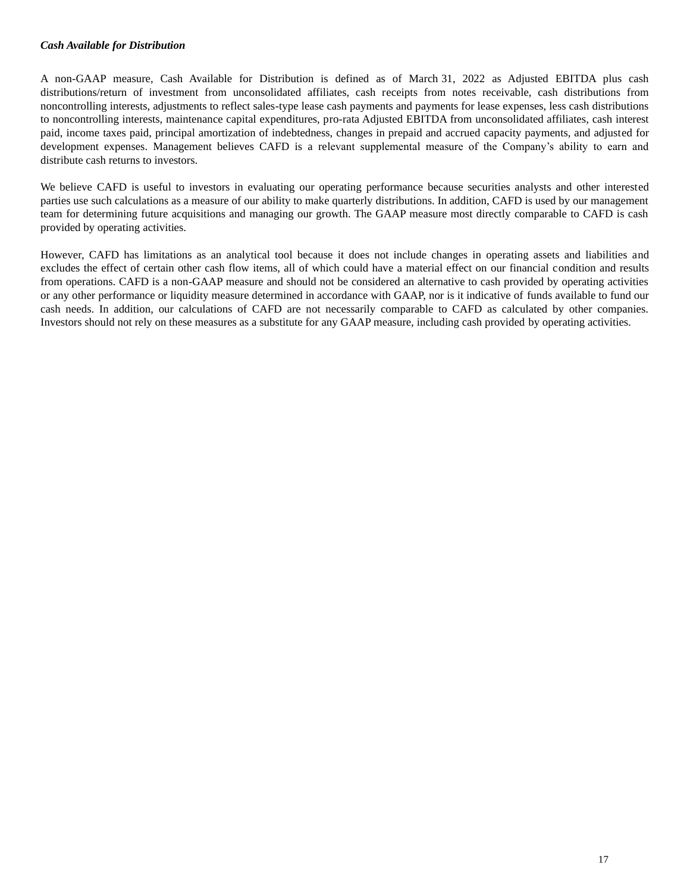***Cash Available for Distribution***

A non-GAAP measure, Cash Available for Distribution is defined as of March 31, 2022 as Adjusted EBITDA plus cash distributions/return of investment from unconsolidated affiliates, cash receipts from notes receivable, cash distributions from noncontrolling interests, adjustments to reflect sales-type lease cash payments and payments for lease expenses, less cash distributions to noncontrolling interests, maintenance capital expenditures, pro-rata Adjusted EBITDA from unconsolidated affiliates, cash interest paid, income taxes paid, principal amortization of indebtedness, changes in prepaid and accrued capacity payments, and adjusted for development expenses. Management believes CAFD is a relevant supplemental measure of the Company's ability to earn and distribute cash returns to investors.

We believe CAFD is useful to investors in evaluating our operating performance because securities analysts and other interested parties use such calculations as a measure of our ability to make quarterly distributions. In addition, CAFD is used by our management team for determining future acquisitions and managing our growth. The GAAP measure most directly comparable to CAFD is cash provided by operating activities.

However, CAFD has limitations as an analytical tool because it does not include changes in operating assets and liabilities and excludes the effect of certain other cash flow items, all of which could have a material effect on our financial condition and results from operations. CAFD is a non-GAAP measure and should not be considered an alternative to cash provided by operating activities or any other performance or liquidity measure determined in accordance with GAAP, nor is it indicative of funds available to fund our cash needs. In addition, our calculations of CAFD are not necessarily comparable to CAFD as calculated by other companies. Investors should not rely on these measures as a substitute for any GAAP measure, including cash provided by operating activities.